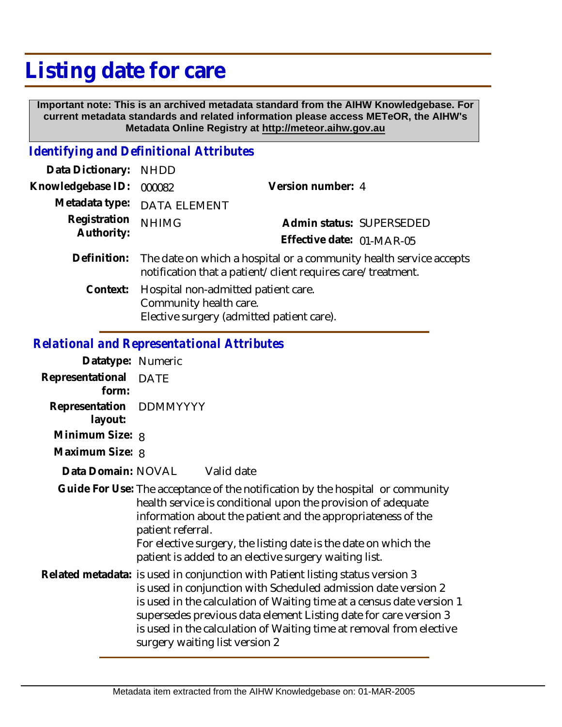# Listing date for care

**Important note: This is an archived metadata standard from the AIHW Knowledgebase. For current metadata standards and related information please access METeOR, the AIHW's Metadata Online Registry at http://meteor.aihw.gov.au**

## *Identifying and Definitional Attributes*

**Data Dictionary:** NHDD

**Knowledgebase ID:** 000082 **Version number:** 4

**Metadata type:** DATA ELEMENT

**Registration Authority:** NHIMG **Admin status:** SUPERSEDED

**Effective date:** 01-MAR-05

**Definition:** The date on which a hospital or a community health service accepts notification that a patient/client requires care/treatment.

**Context:** Hospital non-admitted patient care.
Community health care.
Elective surgery (admitted patient care).

## *Relational and Representational Attributes*

**Datatype:** Numeric

**Representational form:** DATE

**Representation layout:** DDMMYYYY

**Minimum Size:** 8

**Maximum Size:** 8

**Data Domain:** NOVAL Valid date

**Guide For Use:** The acceptance of the notification by the hospital or community health service is conditional upon the provision of adequate information about the patient and the appropriateness of the patient referral.
For elective surgery, the listing date is the date on which the patient is added to an elective surgery waiting list.

**Related metadata:** is used in conjunction with Patient listing status version 3
is used in conjunction with Scheduled admission date version 2
is used in the calculation of Waiting time at a census date version 1
supersedes previous data element Listing date for care version 3
is used in the calculation of Waiting time at removal from elective surgery waiting list version 2

Metadata item extracted from the AIHW Knowledgebase on: 01-MAR-2005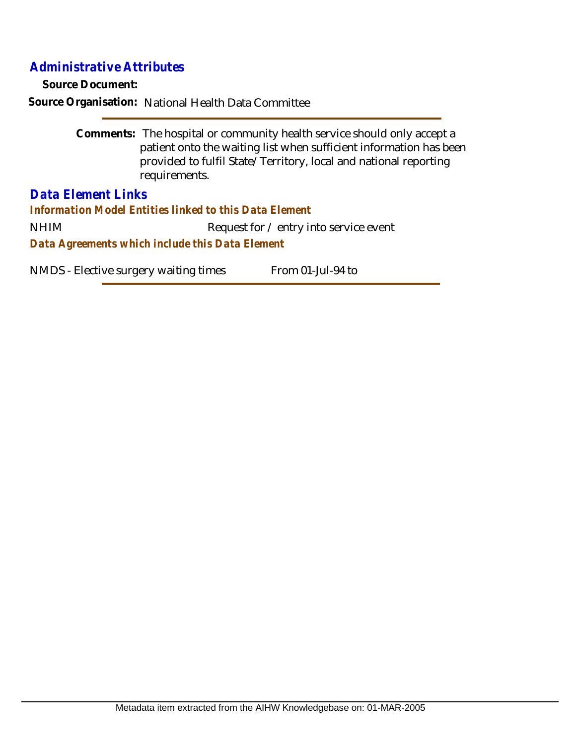## Administrative Attributes

**Source Document:**

**Source Organisation:** National Health Data Committee

---

**Comments:** The hospital or community health service should only accept a patient onto the waiting list when sufficient information has been provided to fulfil State/Territory, local and national reporting requirements.

## Data Element Links

### *Information Model Entities linked to this Data Element*

NHIM Request for / entry into service event

### *Data Agreements which include this Data Element*

NMDS - Elective surgery waiting times From 01-Jul-94 to

---

Metadata item extracted from the AIHW Knowledgebase on: 01-MAR-2005